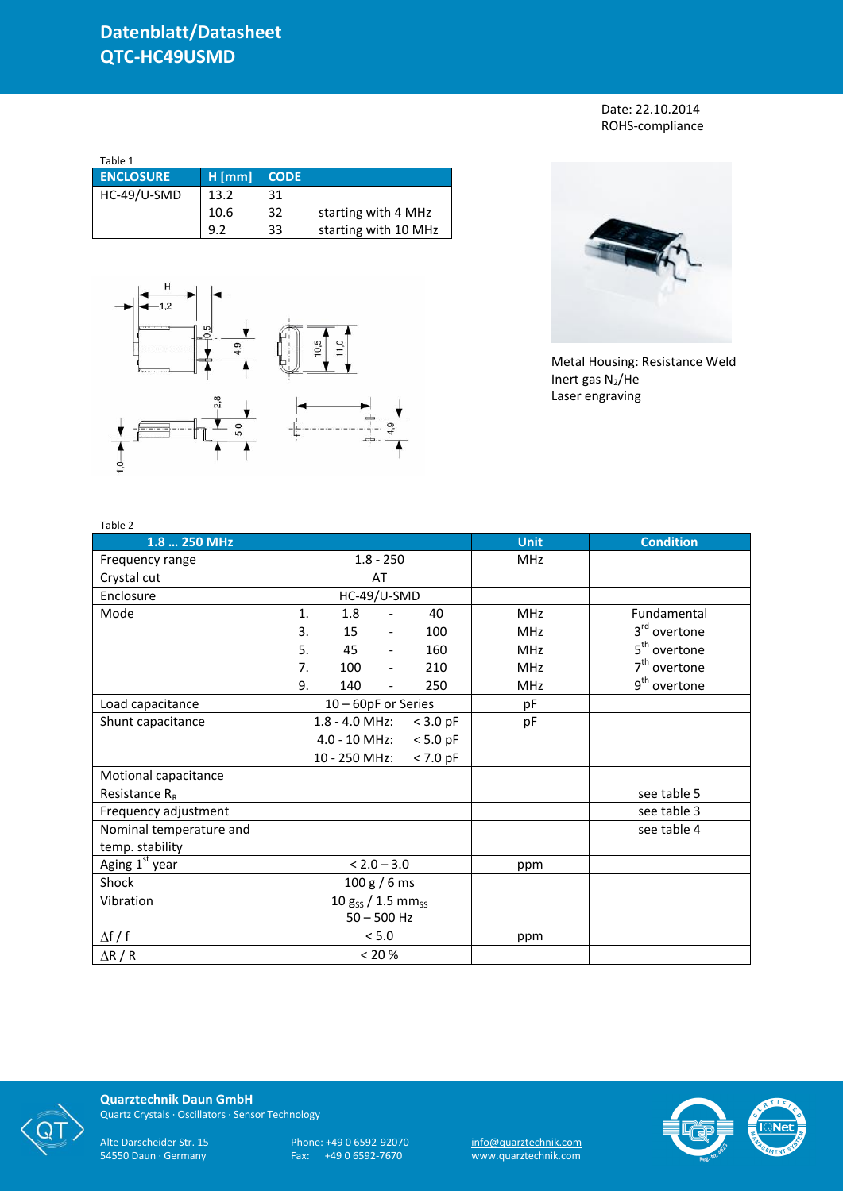# Datenblatt/Datasheet
# QTC-HC49USMD

Date: 22.10.2014
ROHS-compliance

Table 1

| ENCLOSURE | H [mm] | CODE | |
|---|---|---|---|
| HC-49/U-SMD | 13.2 | 31 | |
| | 10.6 | 32 | starting with 4 MHz |
| | 9.2 | 33 | starting with 10 MHz |

Metal Housing: Resistance Weld
Inert gas $N_2$/He
Laser engraving

Table 2

| 1.8 … 250 MHz | | Unit | Condition |
|---|---|---|---|
| Frequency range | 1.8 - 250 | MHz | |
| Crystal cut | AT | | |
| Enclosure | HC-49/U-SMD | | |
| Mode | 1. 1.8 - 40 | MHz | Fundamental |
| | 3. 15 - 100 | MHz | 3rd overtone |
| | 5. 45 - 160 | MHz | 5th overtone |
| | 7. 100 - 210 | MHz | 7th overtone |
| | 9. 140 - 250 | MHz | 9th overtone |
| Load capacitance | 10 – 60pF or Series | pF | |
| Shunt capacitance | 1.8 - 4.0 MHz: < 3.0 pF | pF | |
| | 4.0 - 10 MHz: < 5.0 pF | | |
| | 10 - 250 MHz: < 7.0 pF | | |
| Motional capacitance | | | |
| Resistance $R_R$ | | | see table 5 |
| Frequency adjustment | | | see table 3 |
| Nominal temperature and temp. stability | | | see table 4 |
| Aging 1st year | < 2.0 – 3.0 | ppm | |
| Shock | 100 g / 6 ms | | |
| Vibration | 10 $g_{SS}$ / 1.5 $mm_{SS}$ 50 – 500 Hz | | |
| $\Delta f$ / f | < 5.0 | ppm | |
| $\Delta R$ / R | < 20 % | | |

**Quarztechnik Daun GmbH**
Quartz Crystals · Oscillators · Sensor Technology

Alte Darscheider Str. 15
54550 Daun · Germany

Phone: +49 0 6592-92070
Fax: +49 0 6592-7670

info@quarztechnik.com
www.quarztechnik.com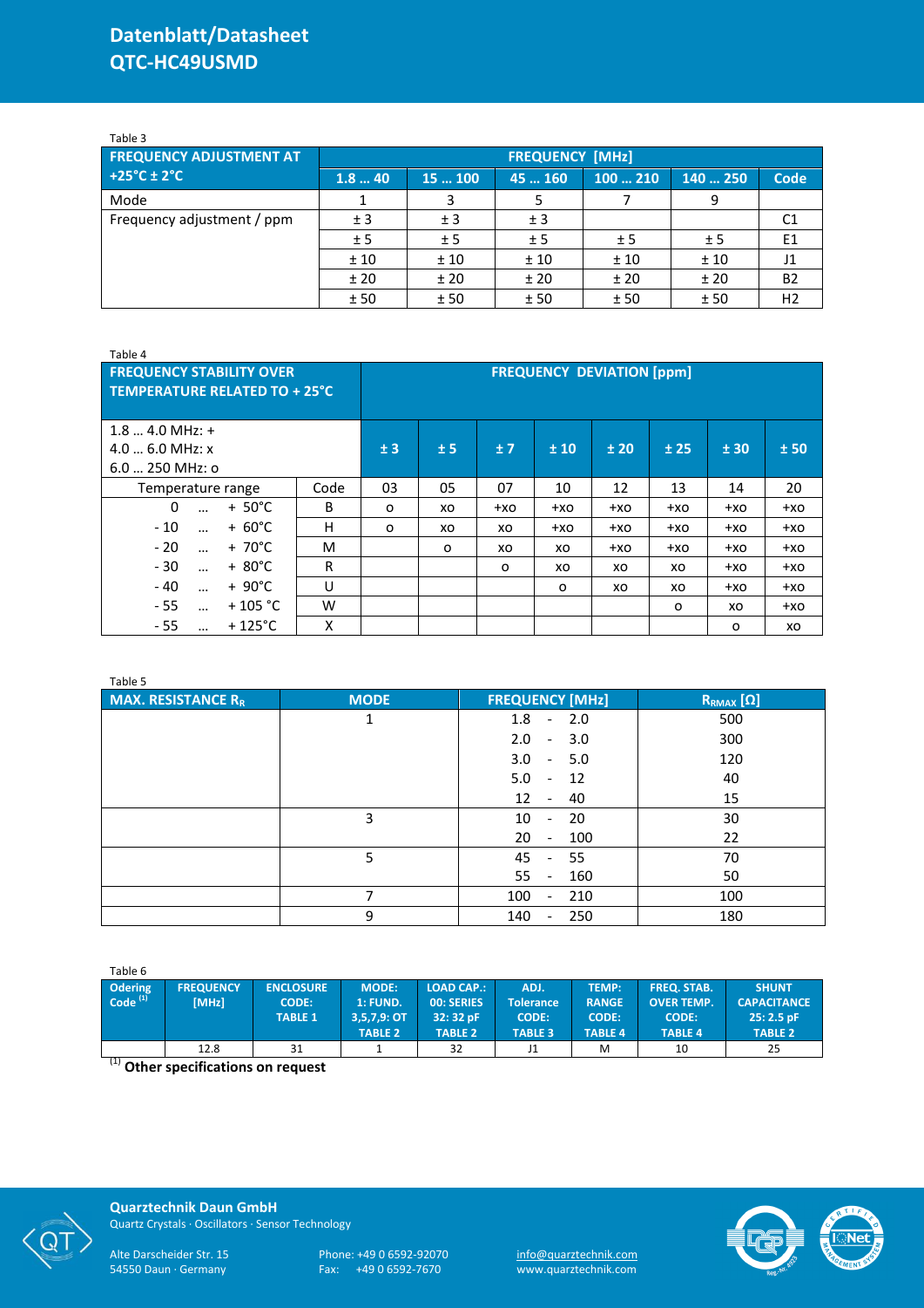# Datenblatt/Datasheet
# QTC-HC49USMD

Table 3

| FREQUENCY ADJUSTMENT AT +25°C ± 2°C | FREQUENCY [MHz] | | | | | |
|---|---|---|---|---|---|---|
| | 1.8 … 40 | 15 … 100 | 45 … 160 | 100 … 210 | 140 … 250 | Code |
| Mode | 1 | 3 | 5 | 7 | 9 | |
| Frequency adjustment / ppm | ± 3 | ± 3 | ± 3 | | | C1 |
| | ± 5 | ± 5 | ± 5 | ± 5 | ± 5 | E1 |
| | ± 10 | ± 10 | ± 10 | ± 10 | ± 10 | J1 |
| | ± 20 | ± 20 | ± 20 | ± 20 | ± 20 | B2 |
| | ± 50 | ± 50 | ± 50 | ± 50 | ± 50 | H2 |

Table 4

| FREQUENCY STABILITY OVER TEMPERATURE RELATED TO + 25°C | | FREQUENCY DEVIATION [ppm] | | | | | | | |
|---|---|---|---|---|---|---|---|---|---|
| 1.8 … 4.0 MHz: + <br> 4.0 … 6.0 MHz: x <br> 6.0 … 250 MHz: o | | ± 3 | ± 5 | ± 7 | ± 10 | ± 20 | ± 25 | ± 30 | ± 50 |
| Temperature range | Code | 03 | 05 | 07 | 10 | 12 | 13 | 14 | 20 |
| 0 … + 50°C | B | o | xo | +xo | +xo | +xo | +xo | +xo | +xo |
| - 10 … + 60°C | H | o | xo | xo | +xo | +xo | +xo | +xo | +xo |
| - 20 … + 70°C | M | | o | xo | xo | +xo | +xo | +xo | +xo |
| - 30 … + 80°C | R | | | o | xo | xo | xo | +xo | +xo |
| - 40 … + 90°C | U | | | | o | xo | xo | +xo | +xo |
| - 55 … + 105 °C | W | | | | | | o | xo | +xo |
| - 55 … + 125°C | X | | | | | | | o | xo |

Table 5

| MAX. RESISTANCE $R_R$ | MODE | FREQUENCY [MHz] | $R_{RMAX}$ [Ω] |
|---|---|---|---|
| | 1 | 1.8 - 2.0 | 500 |
| | | 2.0 - 3.0 | 300 |
| | | 3.0 - 5.0 | 120 |
| | | 5.0 - 12 | 40 |
| | | 12 - 40 | 15 |
| | 3 | 10 - 20 | 30 |
| | | 20 - 100 | 22 |
| | 5 | 45 - 55 | 70 |
| | | 55 - 160 | 50 |
| | 7 | 100 - 210 | 100 |
| | 9 | 140 - 250 | 180 |

Table 6

| Odering Code [1] | FREQUENCY [MHz] | ENCLOSURE CODE: TABLE 1 | MODE: 1: FUND. 3,5,7,9: OT TABLE 2 | LOAD CAP.: 00: SERIES 32: 32 pF TABLE 2 | ADJ. Tolerance CODE: TABLE 3 | TEMP: RANGE CODE: TABLE 4 | FREQ. STAB. OVER TEMP. CODE: TABLE 4 | SHUNT CAPACITANCE 25: 2.5 pF TABLE 2 |
|---|---|---|---|---|---|---|---|---|
| | 12.8 | 31 | 1 | 32 | J1 | M | 10 | 25 |

[1] **Other specifications on request**

**Quarztechnik Daun GmbH**
Quartz Crystals · Oscillators · Sensor Technology

Alte Darscheider Str. 15
54550 Daun · Germany

Phone: +49 0 6592-92070
Fax: +49 0 6592-7670

info@quarztechnik.com
www.quarztechnik.com